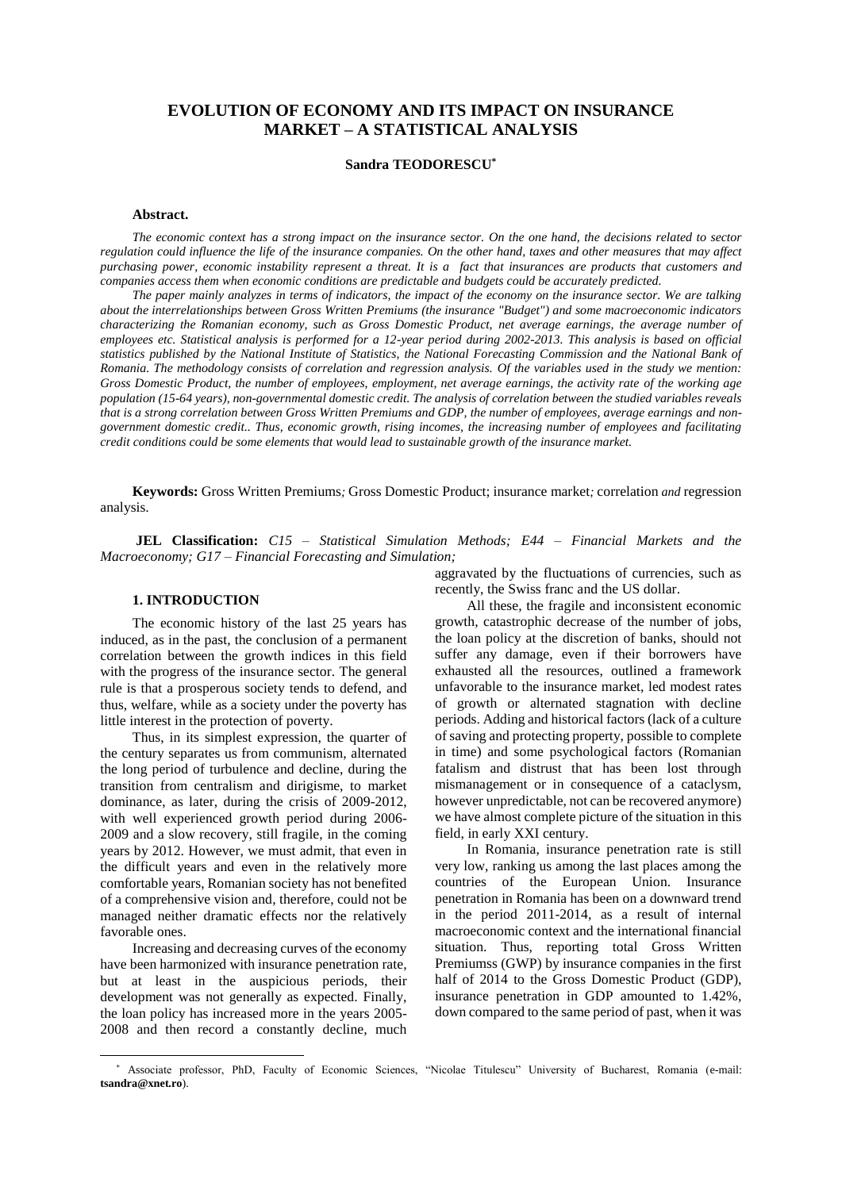# EVOLUTION OF ECONOMY AND ITS IMPACT ON INSURANCE MARKET – A STATISTICAL ANALYSIS

**Sandra TEODORESCU***

**Abstract.**

*The economic context has a strong impact on the insurance sector. On the one hand, the decisions related to sector regulation could influence the life of the insurance companies. On the other hand, taxes and other measures that may affect purchasing power, economic instability represent a threat. It is a fact that insurances are products that customers and companies access them when economic conditions are predictable and budgets could be accurately predicted.*

*The paper mainly analyzes in terms of indicators, the impact of the economy on the insurance sector. We are talking about the interrelationships between Gross Written Premiums (the insurance "Budget") and some macroeconomic indicators characterizing the Romanian economy, such as Gross Domestic Product, net average earnings, the average number of employees etc. Statistical analysis is performed for a 12-year period during 2002-2013. This analysis is based on official statistics published by the National Institute of Statistics, the National Forecasting Commission and the National Bank of Romania. The methodology consists of correlation and regression analysis. Of the variables used in the study we mention: Gross Domestic Product, the number of employees, employment, net average earnings, the activity rate of the working age population (15-64 years), non-governmental domestic credit. The analysis of correlation between the studied variables reveals that is a strong correlation between Gross Written Premiums and GDP, the number of employees, average earnings and non-government domestic credit.. Thus, economic growth, rising incomes, the increasing number of employees and facilitating credit conditions could be some elements that would lead to sustainable growth of the insurance market.*

**Keywords:** Gross Written Premiums*;* Gross Domestic Product; insurance market*;* correlation *and* regression analysis.

**JEL Classification:** *C15 – Statistical Simulation Methods; E44 – Financial Markets and the Macroeconomy; G17 – Financial Forecasting and Simulation;*

## 1. INTRODUCTION

The economic history of the last 25 years has induced, as in the past, the conclusion of a permanent correlation between the growth indices in this field with the progress of the insurance sector. The general rule is that a prosperous society tends to defend, and thus, welfare, while as a society under the poverty has little interest in the protection of poverty.

Thus, in its simplest expression, the quarter of the century separates us from communism, alternated the long period of turbulence and decline, during the transition from centralism and dirigisme, to market dominance, as later, during the crisis of 2009-2012, with well experienced growth period during 2006-2009 and a slow recovery, still fragile, in the coming years by 2012. However, we must admit, that even in the difficult years and even in the relatively more comfortable years, Romanian society has not benefited of a comprehensive vision and, therefore, could not be managed neither dramatic effects nor the relatively favorable ones.

Increasing and decreasing curves of the economy have been harmonized with insurance penetration rate, but at least in the auspicious periods, their development was not generally as expected. Finally, the loan policy has increased more in the years 2005-2008 and then record a constantly decline, much aggravated by the fluctuations of currencies, such as recently, the Swiss franc and the US dollar.

All these, the fragile and inconsistent economic growth, catastrophic decrease of the number of jobs, the loan policy at the discretion of banks, should not suffer any damage, even if their borrowers have exhausted all the resources, outlined a framework unfavorable to the insurance market, led modest rates of growth or alternated stagnation with decline periods. Adding and historical factors (lack of a culture of saving and protecting property, possible to complete in time) and some psychological factors (Romanian fatalism and distrust that has been lost through mismanagement or in consequence of a cataclysm, however unpredictable, not can be recovered anymore) we have almost complete picture of the situation in this field, in early XXI century.

In Romania, insurance penetration rate is still very low, ranking us among the last places among the countries of the European Union. Insurance penetration in Romania has been on a downward trend in the period 2011-2014, as a result of internal macroeconomic context and the international financial situation. Thus, reporting total Gross Written Premiumss (GWP) by insurance companies in the first half of 2014 to the Gross Domestic Product (GDP), insurance penetration in GDP amounted to 1.42%, down compared to the same period of past, when it was

---

[*] Associate professor, PhD, Faculty of Economic Sciences, "Nicolae Titulescu" University of Bucharest, Romania (e-mail: **tsandra@xnet.ro**).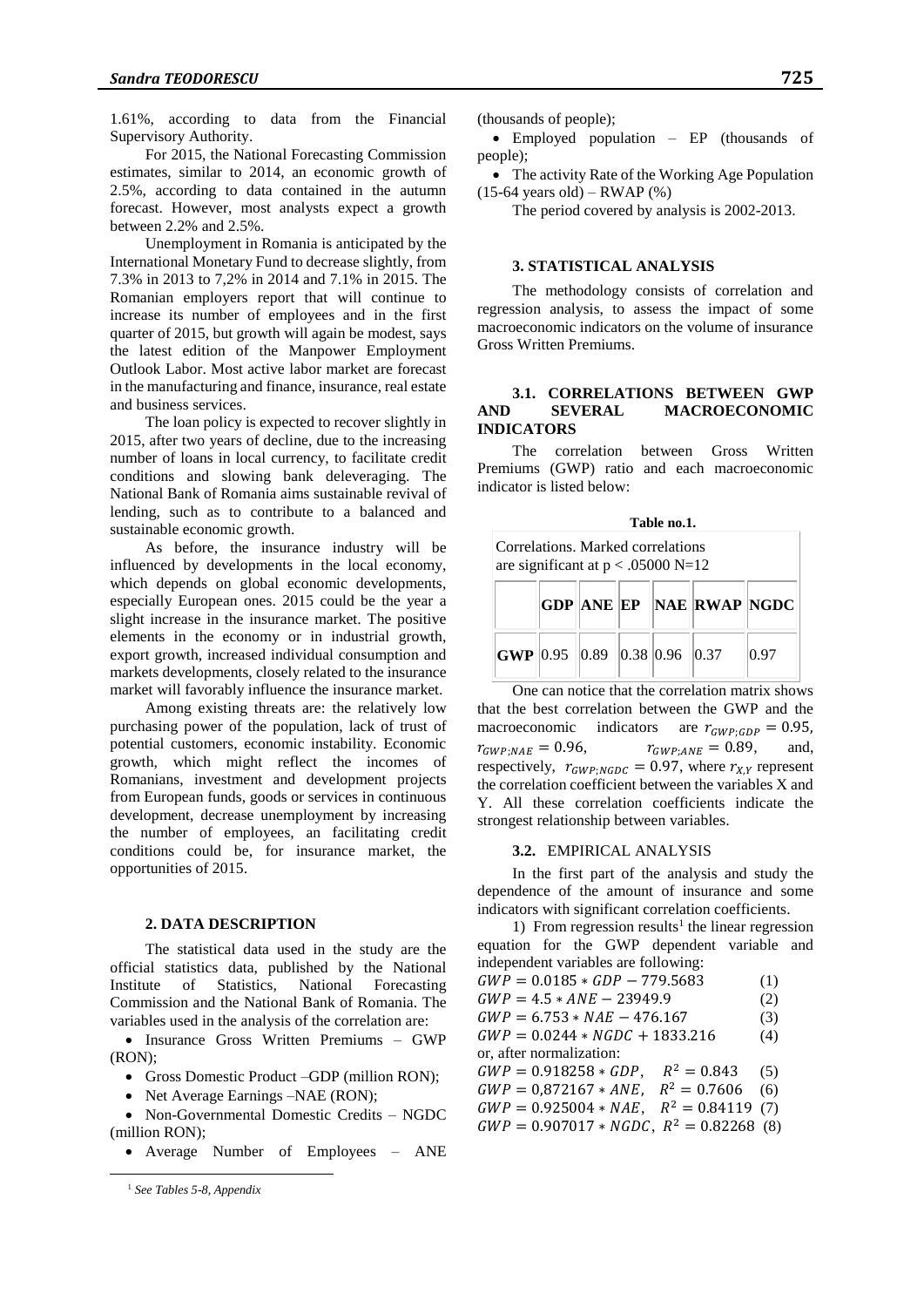1.61%, according to data from the Financial Supervisory Authority.

For 2015, the National Forecasting Commission estimates, similar to 2014, an economic growth of 2.5%, according to data contained in the autumn forecast. However, most analysts expect a growth between 2.2% and 2.5%.

Unemployment in Romania is anticipated by the International Monetary Fund to decrease slightly, from 7.3% in 2013 to 7,2% in 2014 and 7.1% in 2015. The Romanian employers report that will continue to increase its number of employees and in the first quarter of 2015, but growth will again be modest, says the latest edition of the Manpower Employment Outlook Labor. Most active labor market are forecast in the manufacturing and finance, insurance, real estate and business services.

The loan policy is expected to recover slightly in 2015, after two years of decline, due to the increasing number of loans in local currency, to facilitate credit conditions and slowing bank deleveraging. The National Bank of Romania aims sustainable revival of lending, such as to contribute to a balanced and sustainable economic growth.

As before, the insurance industry will be influenced by developments in the local economy, which depends on global economic developments, especially European ones. 2015 could be the year a slight increase in the insurance market. The positive elements in the economy or in industrial growth, export growth, increased individual consumption and markets developments, closely related to the insurance market will favorably influence the insurance market.

Among existing threats are: the relatively low purchasing power of the population, lack of trust of potential customers, economic instability. Economic growth, which might reflect the incomes of Romanians, investment and development projects from European funds, goods or services in continuous development, decrease unemployment by increasing the number of employees, an facilitating credit conditions could be, for insurance market, the opportunities of 2015.

## 2. DATA DESCRIPTION

The statistical data used in the study are the official statistics data, published by the National Institute of Statistics, National Forecasting Commission and the National Bank of Romania. The variables used in the analysis of the correlation are:

- Insurance Gross Written Premiums – GWP (RON);
- Gross Domestic Product –GDP (million RON);
- Net Average Earnings –NAE (RON);
- Non-Governmental Domestic Credits – NGDC (million RON);
- Average Number of Employees – ANE (thousands of people);
- Employed population – EP (thousands of people);
- The activity Rate of the Working Age Population (15-64 years old) – RWAP (%)

The period covered by analysis is 2002-2013.

## 3. STATISTICAL ANALYSIS

The methodology consists of correlation and regression analysis, to assess the impact of some macroeconomic indicators on the volume of insurance Gross Written Premiums.

### 3.1. CORRELATIONS BETWEEN GWP AND SEVERAL MACROECONOMIC INDICATORS

The correlation between Gross Written Premiums (GWP) ratio and each macroeconomic indicator is listed below:

**Table no.1.**

Correlations. Marked correlations are significant at p < .05000 N=12

| | GDP | ANE | EP | NAE | RWAP | NGDC |
|---|---|---|---|---|---|---|
| **GWP** | 0.95 | 0.89 | 0.38 | 0.96 | 0.37 | 0.97 |

One can notice that the correlation matrix shows that the best correlation between the GWP and the macroeconomic indicators are $r_{GWP;GDP} = 0.95$, $r_{GWP;NAE} = 0.96$, $r_{GWP;ANE} = 0.89$, and, respectively, $r_{GWP;NGDC} = 0.97$, where $r_{X,Y}$ represent the correlation coefficient between the variables X and Y. All these correlation coefficients indicate the strongest relationship between variables.

### 3.2. EMPIRICAL ANALYSIS

In the first part of the analysis and study the dependence of the amount of insurance and some indicators with significant correlation coefficients.

1) From regression results[1] the linear regression equation for the GWP dependent variable and independent variables are following:

$$GWP = 0.0185 * GDP - 779.5683 \quad (1)$$

$$GWP = 4.5 * ANE - 23949.9 \quad (2)$$

$$GWP = 6.753 * NAE - 476.167 \quad (3)$$

$$GWP = 0.0244 * NGDC + 1833.216 \quad (4)$$

or, after normalization:

$$GWP = 0.918258 * GDP, \quad R^2 = 0.843 \quad (5)$$

$$GWP = 0{,}872167 * ANE, \quad R^2 = 0.7606 \quad (6)$$

$$GWP = 0.925004 * NAE, \quad R^2 = 0.84119 \quad (7)$$

$$GWP = 0.907017 * NGDC, \quad R^2 = 0.82268 \quad (8)$$

[1] *See Tables 5-8, Appendix*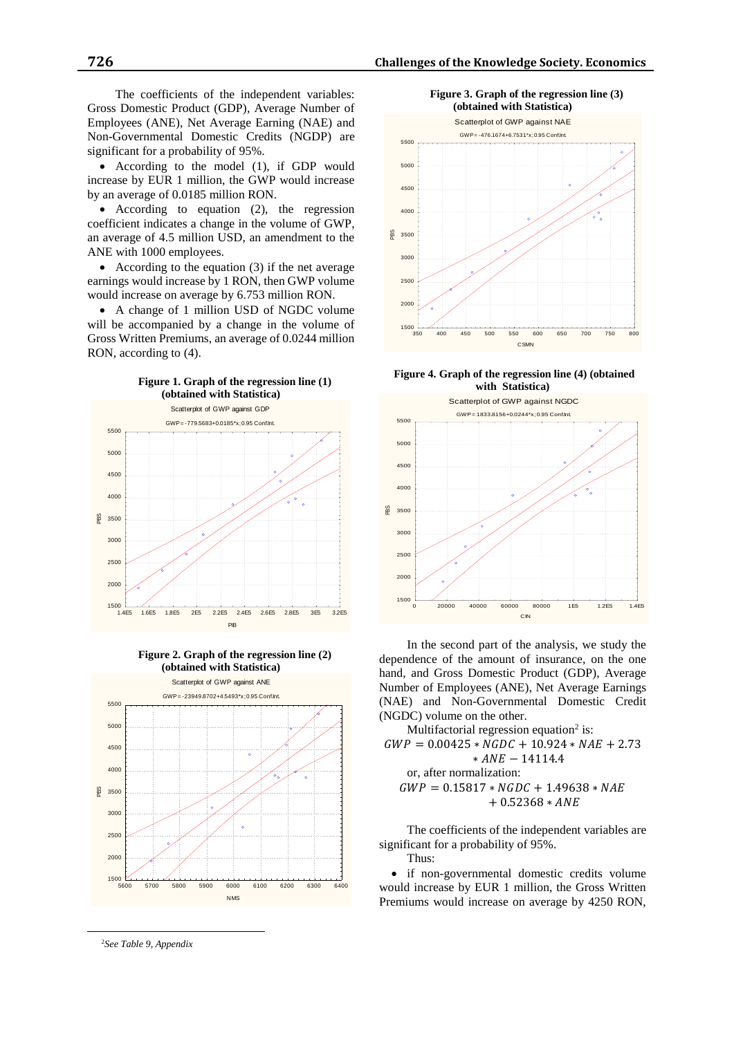The coefficients of the independent variables: Gross Domestic Product (GDP), Average Number of Employees (ANE), Net Average Earning (NAE) and Non-Governmental Domestic Credits (NGDP) are significant for a probability of 95%.

- According to the model (1), if GDP would increase by EUR 1 million, the GWP would increase by an average of 0.0185 million RON.
- According to equation (2), the regression coefficient indicates a change in the volume of GWP, an average of 4.5 million USD, an amendment to the ANE with 1000 employees.
- According to the equation (3) if the net average earnings would increase by 1 RON, then GWP volume would increase on average by 6.753 million RON.
- A change of 1 million USD of NGDC volume will be accompanied by a change in the volume of Gross Written Premiums, an average of 0.0244 million RON, according to (4).

**Figure 1. Graph of the regression line (1) (obtained with Statistica)**

**Figure 2. Graph of the regression line (2) (obtained with Statistica)**

**Figure 3. Graph of the regression line (3) (obtained with Statistica)**

**Figure 4. Graph of the regression line (4) (obtained with Statistica)**

In the second part of the analysis, we study the dependence of the amount of insurance, on the one hand, and Gross Domestic Product (GDP), Average Number of Employees (ANE), Net Average Earnings (NAE) and Non-Governmental Domestic Credit (NGDC) volume on the other.

Multifactorial regression equation[2] is:

$$GWP = 0.00425 * NGDC + 10.924 * NAE + 2.73 * ANE - 14114.4$$

or, after normalization:

$$GWP = 0.15817 * NGDC + 1.49638 * NAE + 0.52368 * ANE$$

The coefficients of the independent variables are significant for a probability of 95%.

Thus:

- if non-governmental domestic credits volume would increase by EUR 1 million, the Gross Written Premiums would increase on average by 4250 RON,

[2] *See Table 9, Appendix*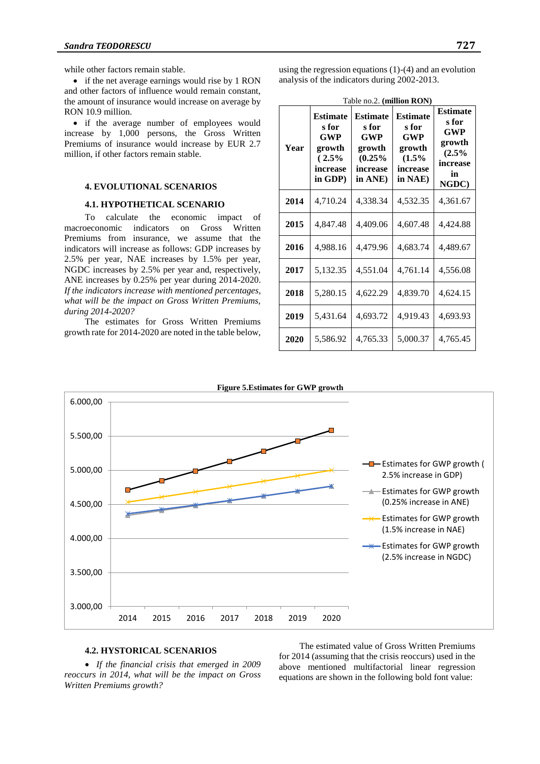while other factors remain stable.

- if the net average earnings would rise by 1 RON and other factors of influence would remain constant, the amount of insurance would increase on average by RON 10.9 million.
- if the average number of employees would increase by 1,000 persons, the Gross Written Premiums of insurance would increase by EUR 2.7 million, if other factors remain stable.

## 4. EVOLUTIONAL SCENARIOS

### 4.1. HYPOTHETICAL SCENARIO

To calculate the economic impact of macroeconomic indicators on Gross Written Premiums from insurance, we assume that the indicators will increase as follows: GDP increases by 2.5% per year, NAE increases by 1.5% per year, NGDC increases by 2.5% per year and, respectively, ANE increases by 0.25% per year during 2014-2020. *If the indicators increase with mentioned percentages, what will be the impact on Gross Written Premiums, during 2014-2020?*

The estimates for Gross Written Premiums growth rate for 2014-2020 are noted in the table below, using the regression equations (1)-(4) and an evolution analysis of the indicators during 2002-2013.

Table no.2. **(million RON)**

| **Year** | **Estimates for GWP growth ( 2.5% increase in GDP)** | **Estimates for GWP growth (0.25% increase in ANE)** | **Estimates for GWP growth (1.5% increase in NAE)** | **Estimates for GWP growth (2.5% increase in NGDC)** |
|---|---|---|---|---|
| **2014** | 4,710.24 | 4,338.34 | 4,532.35 | 4,361.67 |
| **2015** | 4,847.48 | 4,409.06 | 4,607.48 | 4,424.88 |
| **2016** | 4,988.16 | 4,479.96 | 4,683.74 | 4,489.67 |
| **2017** | 5,132.35 | 4,551.04 | 4,761.14 | 4,556.08 |
| **2018** | 5,280.15 | 4,622.29 | 4,839.70 | 4,624.15 |
| **2019** | 5,431.64 | 4,693.72 | 4,919.43 | 4,693.93 |
| **2020** | 5,586.92 | 4,765.33 | 5,000.37 | 4,765.45 |

**Figure 5.Estimates for GWP growth**

### 4.2. HYSTORICAL SCENARIOS

- *If the financial crisis that emerged in 2009 reoccurs in 2014, what will be the impact on Gross Written Premiums growth?*

The estimated value of Gross Written Premiums for 2014 (assuming that the crisis reoccurs) used in the above mentioned multifactorial linear regression equations are shown in the following bold font value: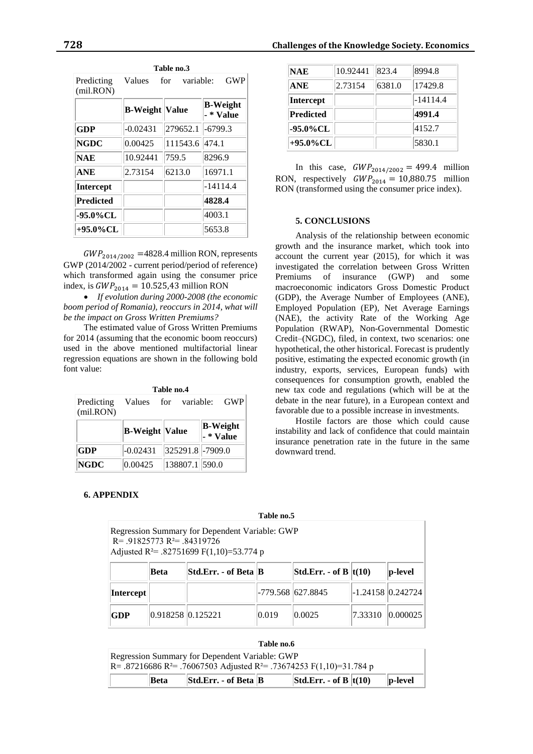**Table no.3**

| Predicting Values for variable: GWP (mil.RON) | | | |
|---|---|---|---|
| | **B-Weight** | **Value** | **B-Weight - * Value** |
| **GDP** | -0.02431 | 279652.1 | -6799.3 |
| **NGDC** | 0.00425 | 111543.6 | 474.1 |
| **NAE** | 10.92441 | 759.5 | 8296.9 |
| **ANE** | 2.73154 | 6213.0 | 16971.1 |
| **Intercept** | | | -14114.4 |
| **Predicted** | | | **4828.4** |
| **-95.0%CL** | | | 4003.1 |
| **+95.0%CL** | | | 5653.8 |

$GWP_{2014/2002}$ =4828.4 million RON, represents GWP (2014/2002 - current period/period of reference) which transformed again using the consumer price index, is $GWP_{2014} = 10.525{,}43$ million RON

- *If evolution during 2000-2008 (the economic boom period of Romania), reoccurs in 2014, what will be the impact on Gross Written Premiums?*

The estimated value of Gross Written Premiums for 2014 (assuming that the economic boom reoccurs) used in the above mentioned multifactorial linear regression equations are shown in the following bold font value:

**Table no.4**

| Predicting Values for variable: GWP (mil.RON) | | | |
|---|---|---|---|
| | **B-Weight** | **Value** | **B-Weight - * Value** |
| **GDP** | -0.02431 | 325291.8 | -7909.0 |
| **NGDC** | 0.00425 | 138807.1 | 590.0 |
| **NAE** | 10.92441 | 823.4 | 8994.8 |
| **ANE** | 2.73154 | 6381.0 | 17429.8 |
| **Intercept** | | | -14114.4 |
| **Predicted** | | | **4991.4** |
| **-95.0%CL** | | | 4152.7 |
| **+95.0%CL** | | | 5830.1 |

In this case, $GWP_{2014/2002} = 499.4$ million RON, respectively $GWP_{2014} = 10{,}880.75$ million RON (transformed using the consumer price index).

## 5. CONCLUSIONS

Analysis of the relationship between economic growth and the insurance market, which took into account the current year (2015), for which it was investigated the correlation between Gross Written Premiums of insurance (GWP) and some macroeconomic indicators Gross Domestic Product (GDP), the Average Number of Employees (ANE), Employed Population (EP), Net Average Earnings (NAE), the activity Rate of the Working Age Population (RWAP), Non-Governmental Domestic Credit–(NGDC), filed, in context, two scenarios: one hypothetical, the other historical. Forecast is prudently positive, estimating the expected economic growth (in industry, exports, services, European funds) with consequences for consumption growth, enabled the new tax code and regulations (which will be at the debate in the near future), in a European context and favorable due to a possible increase in investments.

Hostile factors are those which could cause instability and lack of confidence that could maintain insurance penetration rate in the future in the same downward trend.

## 6. APPENDIX

**Table no.5**

Regression Summary for Dependent Variable: GWP
R= .91825773 R²= .84319726
Adjusted R²= .82751699 F(1,10)=53.774 p

| | Beta | Std.Err. - of Beta | B | Std.Err. - of B | t(10) | p-level |
|---|---|---|---|---|---|---|
| **Intercept** | | | -779.568 | 627.8845 | -1.24158 | 0.242724 |
| **GDP** | 0.918258 | 0.125221 | 0.019 | 0.0025 | 7.33310 | 0.000025 |

**Table no.6**

Regression Summary for Dependent Variable: GWP
R= .87216686 R²= .76067503 Adjusted R²= .73674253 F(1,10)=31.784 p

| | Beta | Std.Err. - of Beta | B | Std.Err. - of B | t(10) | p-level |
|---|---|---|---|---|---|---|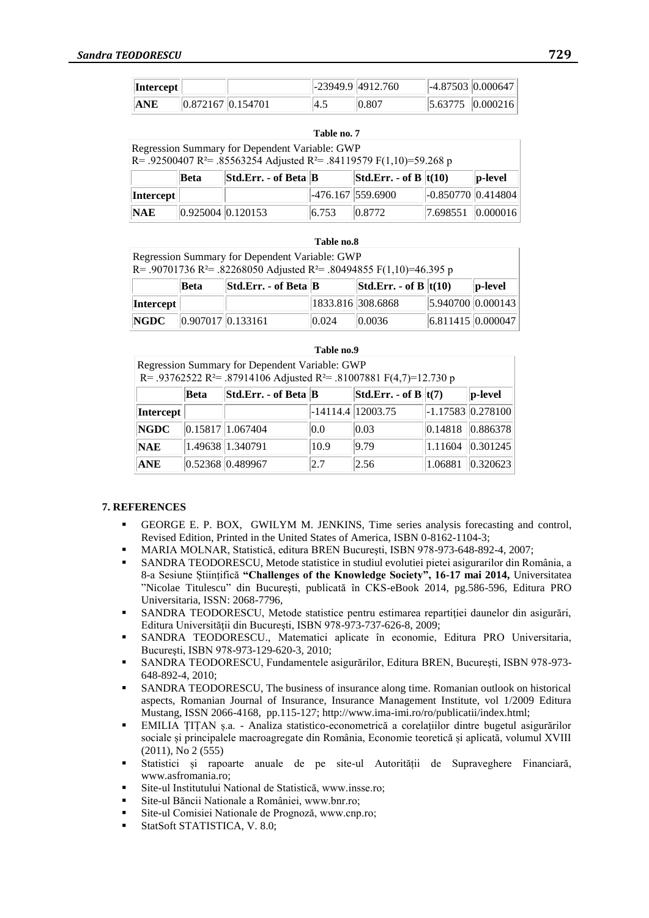| | | | | | | |
|---|---|---|---|---|---|---|
| **Intercept** | | | -23949.9 | 4912.760 | -4.87503 | 0.000647 |
| **ANE** | 0.872167 | 0.154701 | 4.5 | 0.807 | 5.63775 | 0.000216 |

**Table no. 7**

| Regression Summary for Dependent Variable: GWP<br>R= .92500407 $R^2$= .85563254 Adjusted $R^2$= .84119579 F(1,10)=59.268 p | | | | | | |
|---|---|---|---|---|---|---|
| | **Beta** | **Std.Err. - of Beta** | **B** | **Std.Err. - of B** | **t(10)** | **p-level** |
| **Intercept** | | | -476.167 | 559.6900 | -0.850770 | 0.414804 |
| **NAE** | 0.925004 | 0.120153 | 6.753 | 0.8772 | 7.698551 | 0.000016 |

**Table no.8**

| Regression Summary for Dependent Variable: GWP<br>R= .90701736 $R^2$= .82268050 Adjusted $R^2$= .80494855 F(1,10)=46.395 p | | | | | | |
|---|---|---|---|---|---|---|
| | **Beta** | **Std.Err. - of Beta** | **B** | **Std.Err. - of B** | **t(10)** | **p-level** |
| **Intercept** | | | 1833.816 | 308.6868 | 5.940700 | 0.000143 |
| **NGDC** | 0.907017 | 0.133161 | 0.024 | 0.0036 | 6.811415 | 0.000047 |

**Table no.9**

| Regression Summary for Dependent Variable: GWP<br>R= .93762522 $R^2$= .87914106 Adjusted $R^2$= .81007881 F(4,7)=12.730 p | | | | | | |
|---|---|---|---|---|---|---|
| | **Beta** | **Std.Err. - of Beta** | **B** | **Std.Err. - of B** | **t(7)** | **p-level** |
| **Intercept** | | | -14114.4 | 12003.75 | -1.17583 | 0.278100 |
| **NGDC** | 0.15817 | 1.067404 | 0.0 | 0.03 | 0.14818 | 0.886378 |
| **NAE** | 1.49638 | 1.340791 | 10.9 | 9.79 | 1.11604 | 0.301245 |
| **ANE** | 0.52368 | 0.489967 | 2.7 | 2.56 | 1.06881 | 0.320623 |

## 7. REFERENCES

- GEORGE E. P. BOX, GWILYM M. JENKINS, Time series analysis forecasting and control, Revised Edition, Printed in the United States of America, ISBN 0-8162-1104-3;
- MARIA MOLNAR, Statistică, editura BREN Bucureşti, ISBN 978-973-648-892-4, 2007;
- SANDRA TEODORESCU, Metode statistice in studiul evolutiei pietei asigurarilor din România, a 8-a Sesiune Științifică **"Challenges of the Knowledge Society", 16-17 mai 2014,** Universitatea "Nicolae Titulescu" din Bucureşti, publicată în CKS-eBook 2014, pg.586-596, Editura PRO Universitaria, ISSN: 2068-7796,
- SANDRA TEODORESCU, Metode statistice pentru estimarea repartiției daunelor din asigurări, Editura Universității din Bucureşti, ISBN 978-973-737-626-8, 2009;
- SANDRA TEODORESCU., Matematici aplicate în economie, Editura PRO Universitaria, Bucureşti, ISBN 978-973-129-620-3, 2010;
- SANDRA TEODORESCU, Fundamentele asigurărilor, Editura BREN, Bucureşti, ISBN 978-973-648-892-4, 2010;
- SANDRA TEODORESCU, The business of insurance along time. Romanian outlook on historical aspects, Romanian Journal of Insurance, Insurance Management Institute, vol 1/2009 Editura Mustang, ISSN 2066-4168, pp.115-127; http://www.ima-imi.ro/ro/publicatii/index.html;
- EMILIA ȚIȚAN ş.a. - Analiza statistico-econometrică a corelațiilor dintre bugetul asigurărilor sociale şi principalele macroagregate din România, Economie teoretică şi aplicată, volumul XVIII (2011), No 2 (555)
- Statistici şi rapoarte anuale de pe site-ul Autorității de Supraveghere Financiară, www.asfromania.ro;
- Site-ul Institutului National de Statistică, www.insse.ro;
- Site-ul Băncii Nationale a României, www.bnr.ro;
- Site-ul Comisiei Nationale de Prognoză, www.cnp.ro;
- StatSoft STATISTICA, V. 8.0;